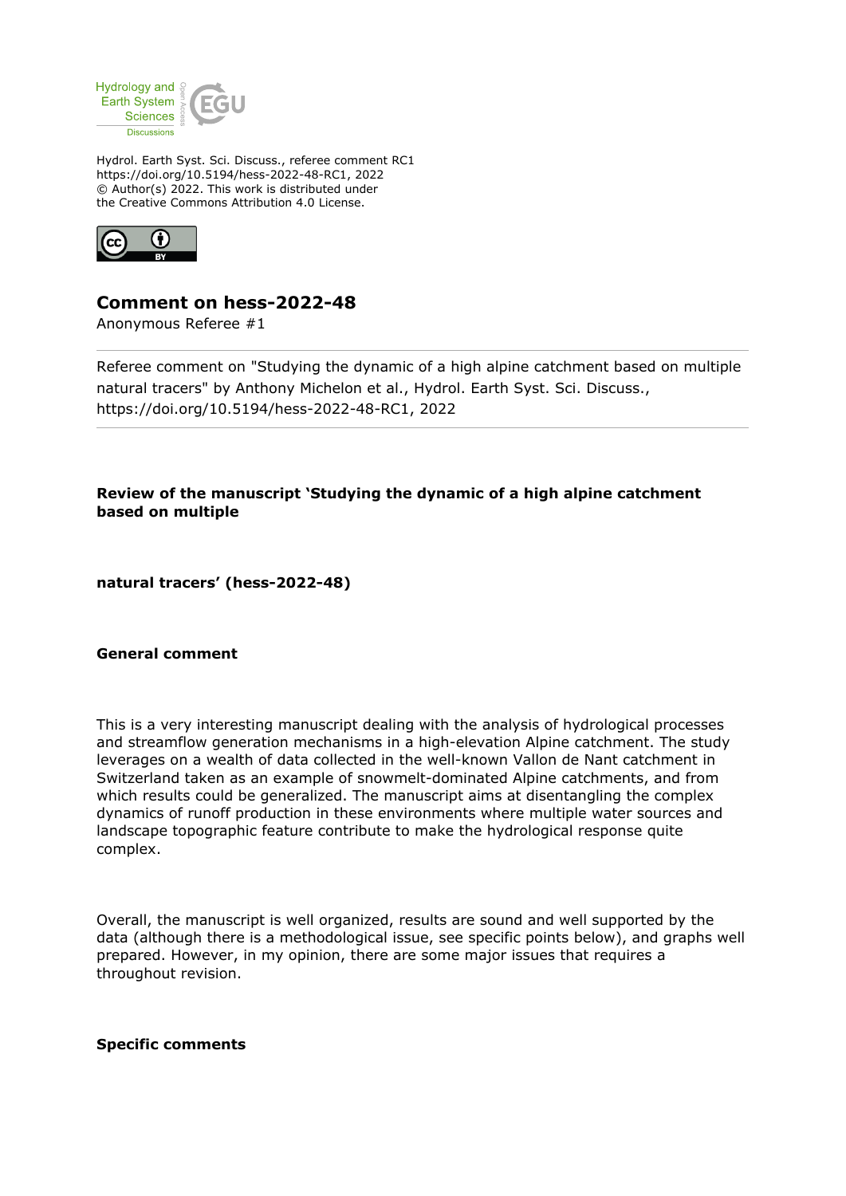Hydrol. Earth Syst. Sci. Discuss., referee comment RC1
https://doi.org/10.5194/hess-2022-48-RC1, 2022
© Author(s) 2022. This work is distributed under
the Creative Commons Attribution 4.0 License.

# Comment on hess-2022-48

Anonymous Referee #1

---

Referee comment on "Studying the dynamic of a high alpine catchment based on multiple natural tracers" by Anthony Michelon et al., Hydrol. Earth Syst. Sci. Discuss., https://doi.org/10.5194/hess-2022-48-RC1, 2022

---

**Review of the manuscript 'Studying the dynamic of a high alpine catchment based on multiple**

**natural tracers' (hess-2022-48)**

**General comment**

This is a very interesting manuscript dealing with the analysis of hydrological processes and streamflow generation mechanisms in a high-elevation Alpine catchment. The study leverages on a wealth of data collected in the well-known Vallon de Nant catchment in Switzerland taken as an example of snowmelt-dominated Alpine catchments, and from which results could be generalized. The manuscript aims at disentangling the complex dynamics of runoff production in these environments where multiple water sources and landscape topographic feature contribute to make the hydrological response quite complex.

Overall, the manuscript is well organized, results are sound and well supported by the data (although there is a methodological issue, see specific points below), and graphs well prepared. However, in my opinion, there are some major issues that requires a throughout revision.

**Specific comments**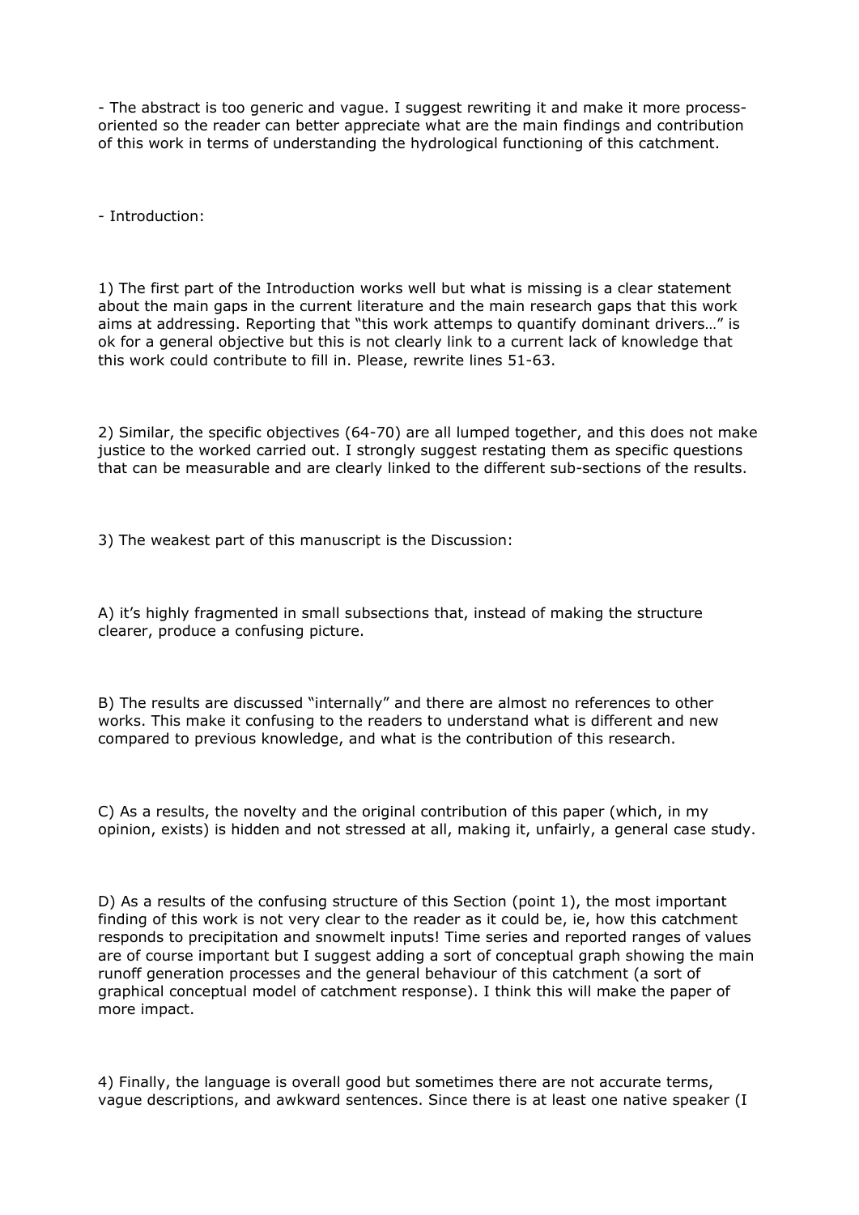- The abstract is too generic and vague. I suggest rewriting it and make it more process-oriented so the reader can better appreciate what are the main findings and contribution of this work in terms of understanding the hydrological functioning of this catchment.

- Introduction:

1) The first part of the Introduction works well but what is missing is a clear statement about the main gaps in the current literature and the main research gaps that this work aims at addressing. Reporting that "this work attemps to quantify dominant drivers…" is ok for a general objective but this is not clearly link to a current lack of knowledge that this work could contribute to fill in. Please, rewrite lines 51-63.

2) Similar, the specific objectives (64-70) are all lumped together, and this does not make justice to the worked carried out. I strongly suggest restating them as specific questions that can be measurable and are clearly linked to the different sub-sections of the results.

3) The weakest part of this manuscript is the Discussion:

A) it's highly fragmented in small subsections that, instead of making the structure clearer, produce a confusing picture.

B) The results are discussed "internally" and there are almost no references to other works. This make it confusing to the readers to understand what is different and new compared to previous knowledge, and what is the contribution of this research.

C) As a results, the novelty and the original contribution of this paper (which, in my opinion, exists) is hidden and not stressed at all, making it, unfairly, a general case study.

D) As a results of the confusing structure of this Section (point 1), the most important finding of this work is not very clear to the reader as it could be, ie, how this catchment responds to precipitation and snowmelt inputs! Time series and reported ranges of values are of course important but I suggest adding a sort of conceptual graph showing the main runoff generation processes and the general behaviour of this catchment (a sort of graphical conceptual model of catchment response). I think this will make the paper of more impact.

4) Finally, the language is overall good but sometimes there are not accurate terms, vague descriptions, and awkward sentences. Since there is at least one native speaker (I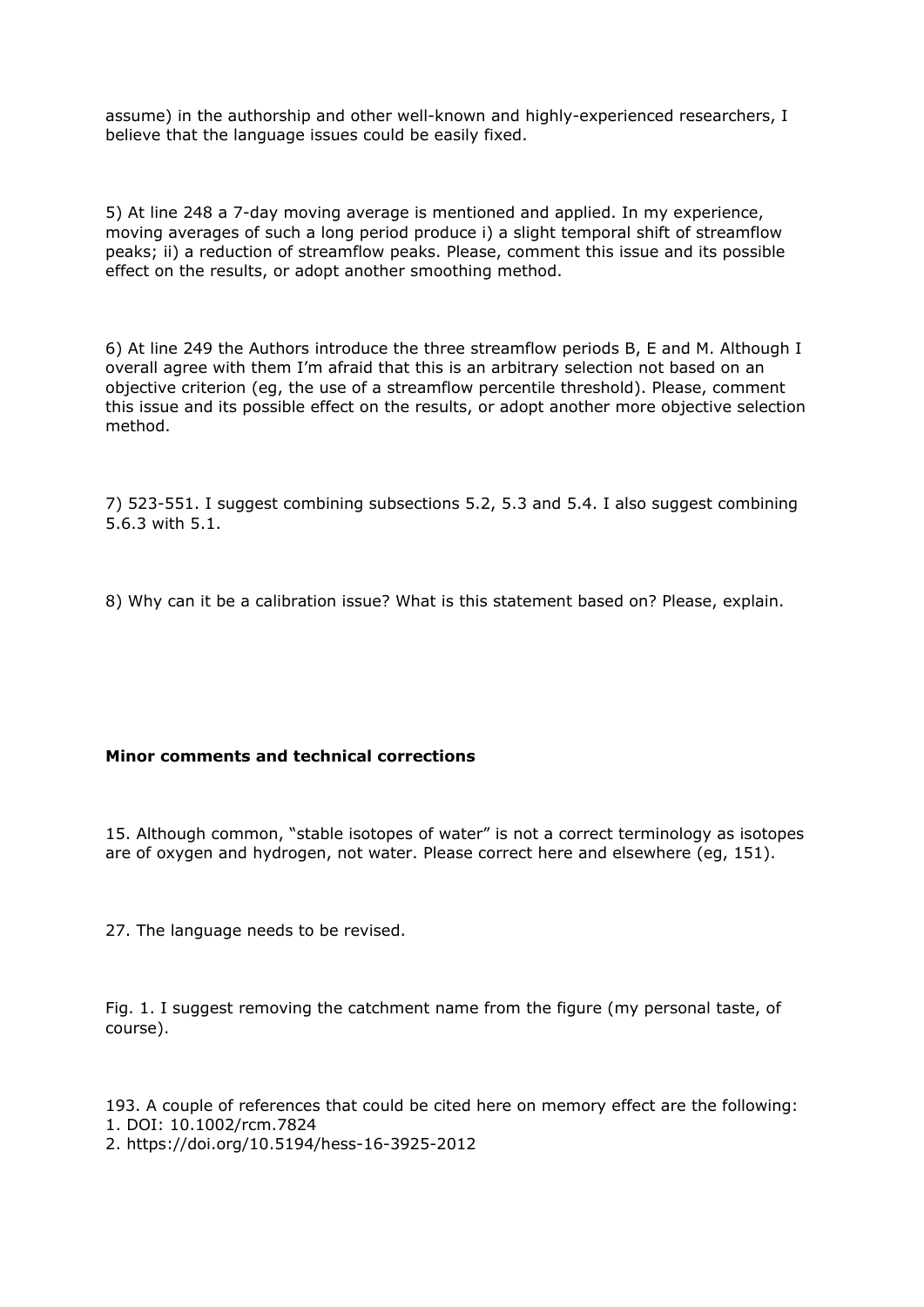assume) in the authorship and other well-known and highly-experienced researchers, I believe that the language issues could be easily fixed.

5) At line 248 a 7-day moving average is mentioned and applied. In my experience, moving averages of such a long period produce i) a slight temporal shift of streamflow peaks; ii) a reduction of streamflow peaks. Please, comment this issue and its possible effect on the results, or adopt another smoothing method.

6) At line 249 the Authors introduce the three streamflow periods B, E and M. Although I overall agree with them I'm afraid that this is an arbitrary selection not based on an objective criterion (eg, the use of a streamflow percentile threshold). Please, comment this issue and its possible effect on the results, or adopt another more objective selection method.

7) 523-551. I suggest combining subsections 5.2, 5.3 and 5.4. I also suggest combining 5.6.3 with 5.1.

8) Why can it be a calibration issue? What is this statement based on? Please, explain.

**Minor comments and technical corrections**

15. Although common, "stable isotopes of water" is not a correct terminology as isotopes are of oxygen and hydrogen, not water. Please correct here and elsewhere (eg, 151).

27. The language needs to be revised.

Fig. 1. I suggest removing the catchment name from the figure (my personal taste, of course).

193. A couple of references that could be cited here on memory effect are the following:
1. DOI: 10.1002/rcm.7824
2. https://doi.org/10.5194/hess-16-3925-2012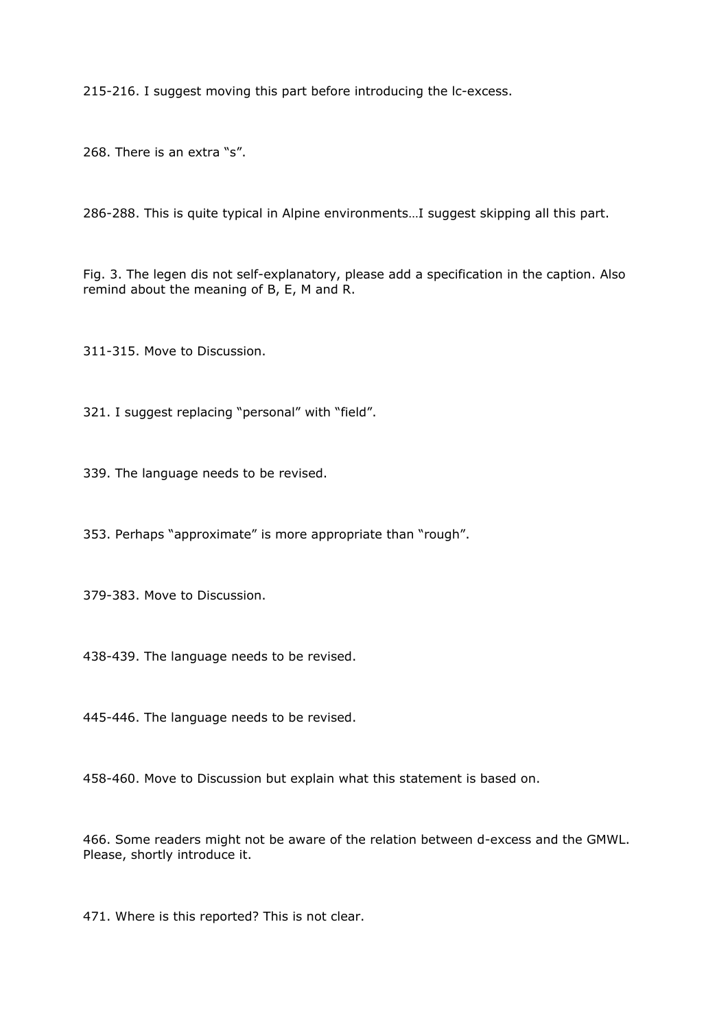215-216. I suggest moving this part before introducing the lc-excess.

268. There is an extra “s”.

286-288. This is quite typical in Alpine environments…I suggest skipping all this part.

Fig. 3. The legen dis not self-explanatory, please add a specification in the caption. Also remind about the meaning of B, E, M and R.

311-315. Move to Discussion.

321. I suggest replacing “personal” with “field”.

339. The language needs to be revised.

353. Perhaps “approximate” is more appropriate than “rough”.

379-383. Move to Discussion.

438-439. The language needs to be revised.

445-446. The language needs to be revised.

458-460. Move to Discussion but explain what this statement is based on.

466. Some readers might not be aware of the relation between d-excess and the GMWL. Please, shortly introduce it.

471. Where is this reported? This is not clear.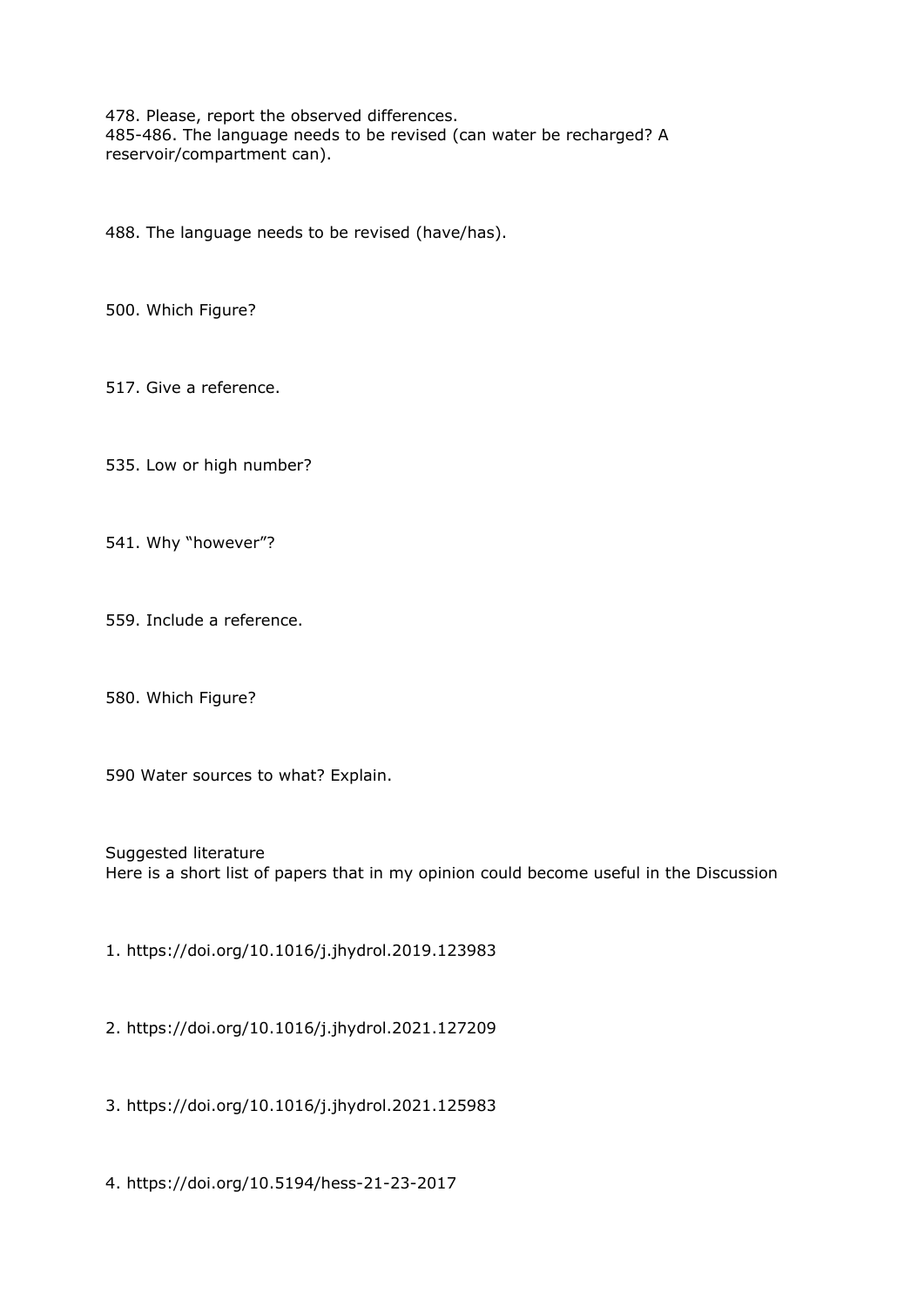478. Please, report the observed differences.
485-486. The language needs to be revised (can water be recharged? A reservoir/compartment can).

488. The language needs to be revised (have/has).

500. Which Figure?

517. Give a reference.

535. Low or high number?

541. Why "however"?

559. Include a reference.

580. Which Figure?

590 Water sources to what? Explain.

Suggested literature
Here is a short list of papers that in my opinion could become useful in the Discussion

1. https://doi.org/10.1016/j.jhydrol.2019.123983

2. https://doi.org/10.1016/j.jhydrol.2021.127209

3. https://doi.org/10.1016/j.jhydrol.2021.125983

4. https://doi.org/10.5194/hess-21-23-2017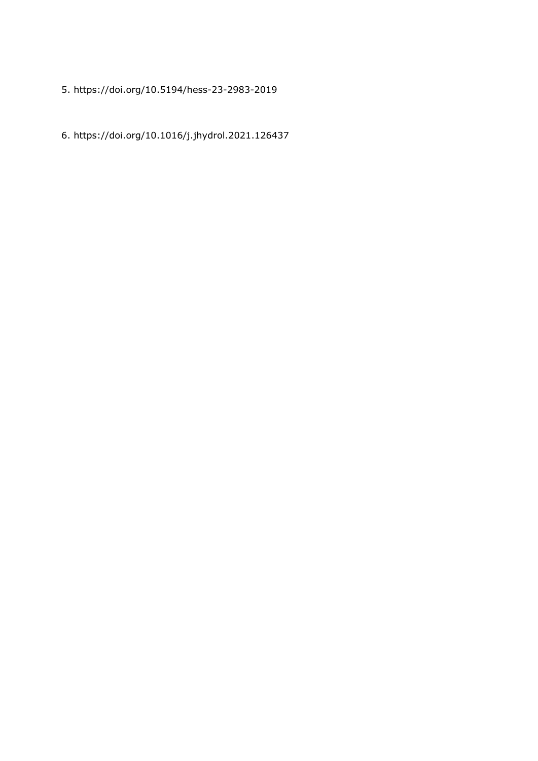5. https://doi.org/10.5194/hess-23-2983-2019

6. https://doi.org/10.1016/j.jhydrol.2021.126437